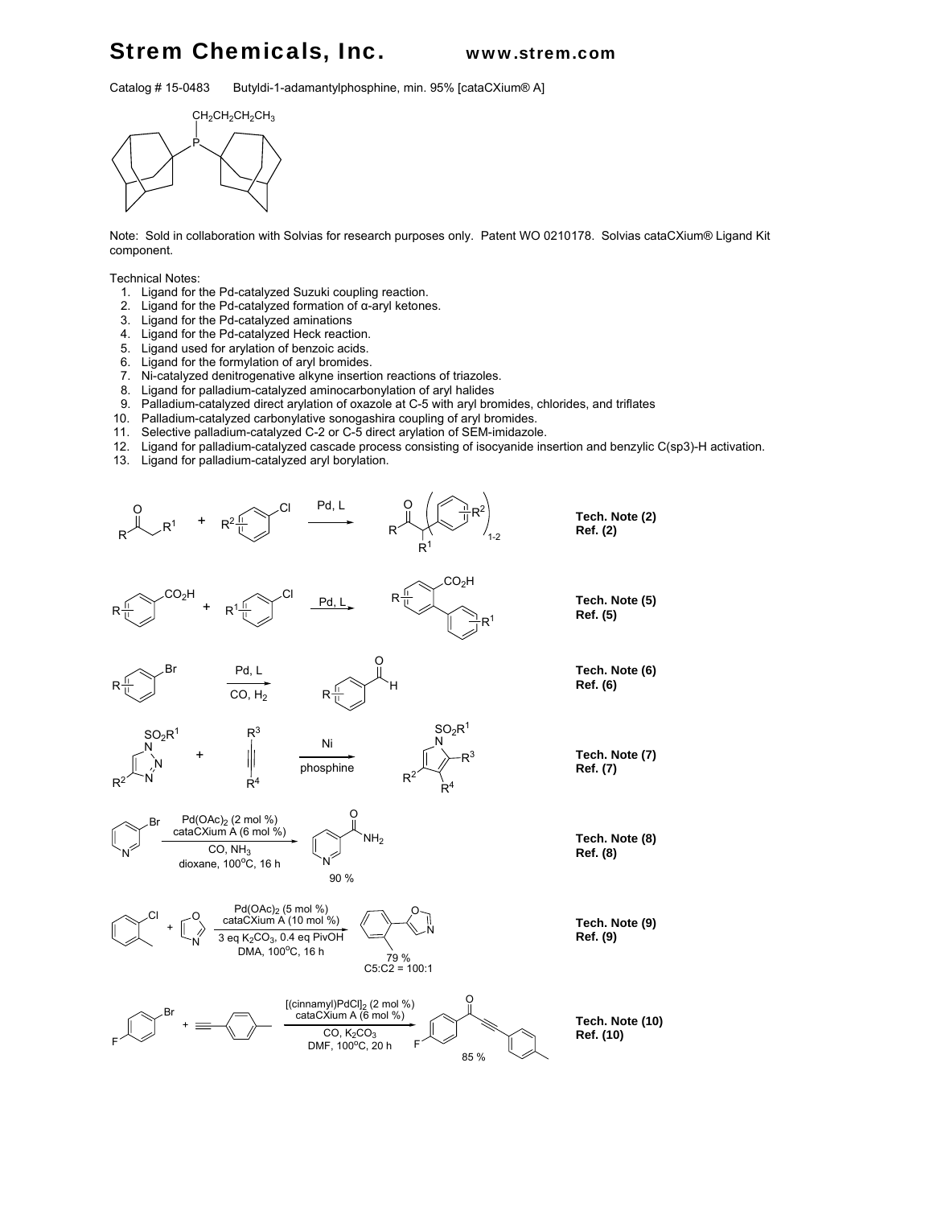# Strem Chemicals, Inc.    www.strem.com

Catalog # 15-0483    Butyldi-1-adamantylphosphine, min. 95% [cataCXium® A]

$CH_2CH_2CH_2CH_3$

P

Note: Sold in collaboration with Solvias for research purposes only. Patent WO 0210178. Solvias cataCXium® Ligand Kit component.

Technical Notes:

1. Ligand for the Pd-catalyzed Suzuki coupling reaction.
2. Ligand for the Pd-catalyzed formation of α-aryl ketones.
3. Ligand for the Pd-catalyzed aminations
4. Ligand for the Pd-catalyzed Heck reaction.
5. Ligand used for arylation of benzoic acids.
6. Ligand for the formylation of aryl bromides.
7. Ni-catalyzed denitrogenative alkyne insertion reactions of triazoles.
8. Ligand for palladium-catalyzed aminocarbonylation of aryl halides
9. Palladium-catalyzed direct arylation of oxazole at C-5 with aryl bromides, chlorides, and triflates
10. Palladium-catalyzed carbonylative sonogashira coupling of aryl bromides.
11. Selective palladium-catalyzed C-2 or C-5 direct arylation of SEM-imidazole.
12. Ligand for palladium-catalyzed cascade process consisting of isocyanide insertion and benzylic C(sp3)-H activation.
13. Ligand for palladium-catalyzed aryl borylation.

Pd, L

**Tech. Note (2)**
**Ref. (2)**

Pd, L

**Tech. Note (5)**
**Ref. (5)**

Pd, L
CO, $H_2$

**Tech. Note (6)**
**Ref. (6)**

Ni
phosphine

**Tech. Note (7)**
**Ref. (7)**

$Pd(OAc)_2$ (2 mol %)
cataCXium A (6 mol %)
CO, $NH_3$
dioxane, 100°C, 16 h

90 %

**Tech. Note (8)**
**Ref. (8)**

$Pd(OAc)_2$ (5 mol %)
cataCXium A (10 mol %)
3 eq $K_2CO_3$, 0.4 eq PivOH
DMA, 100°C, 16 h

79 %
C5:C2 = 100:1

**Tech. Note (9)**
**Ref. (9)**

$[(cinnamyl)PdCl]_2$ (2 mol %)
cataCXium A (6 mol %)
CO, $K_2CO_3$
DMF, 100°C, 20 h

85 %

**Tech. Note (10)**
**Ref. (10)**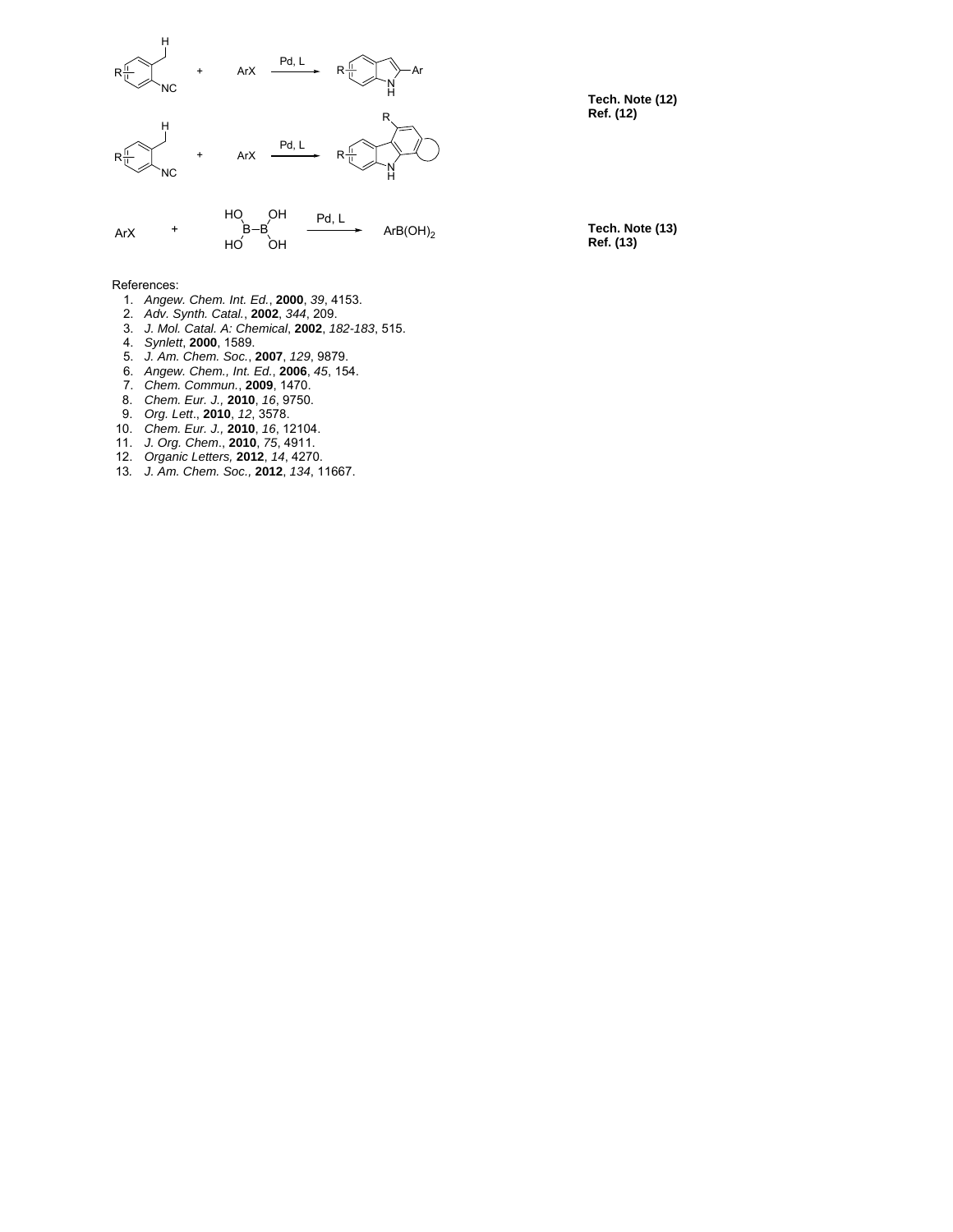Tech. Note (12)
Ref. (12)

Tech. Note (13)
Ref. (13)

References:

1. *Angew. Chem. Int. Ed.*, **2000**, *39*, 4153.
2. *Adv. Synth. Catal.*, **2002**, *344*, 209.
3. *J. Mol. Catal. A: Chemical*, **2002**, *182-183*, 515.
4. *Synlett*, **2000**, 1589.
5. *J. Am. Chem. Soc.*, **2007**, *129*, 9879.
6. *Angew. Chem., Int. Ed.*, **2006**, *45*, 154.
7. *Chem. Commun.*, **2009**, 1470.
8. *Chem. Eur. J.,* **2010**, *16*, 9750.
9. *Org. Lett*., **2010**, *12*, 3578.
10. *Chem. Eur. J.,* **2010**, *16*, 12104.
11. *J. Org. Chem*., **2010**, *75*, 4911.
12. *Organic Letters,* **2012**, *14*, 4270.
13. *J. Am. Chem. Soc.,* **2012**, *134*, 11667.